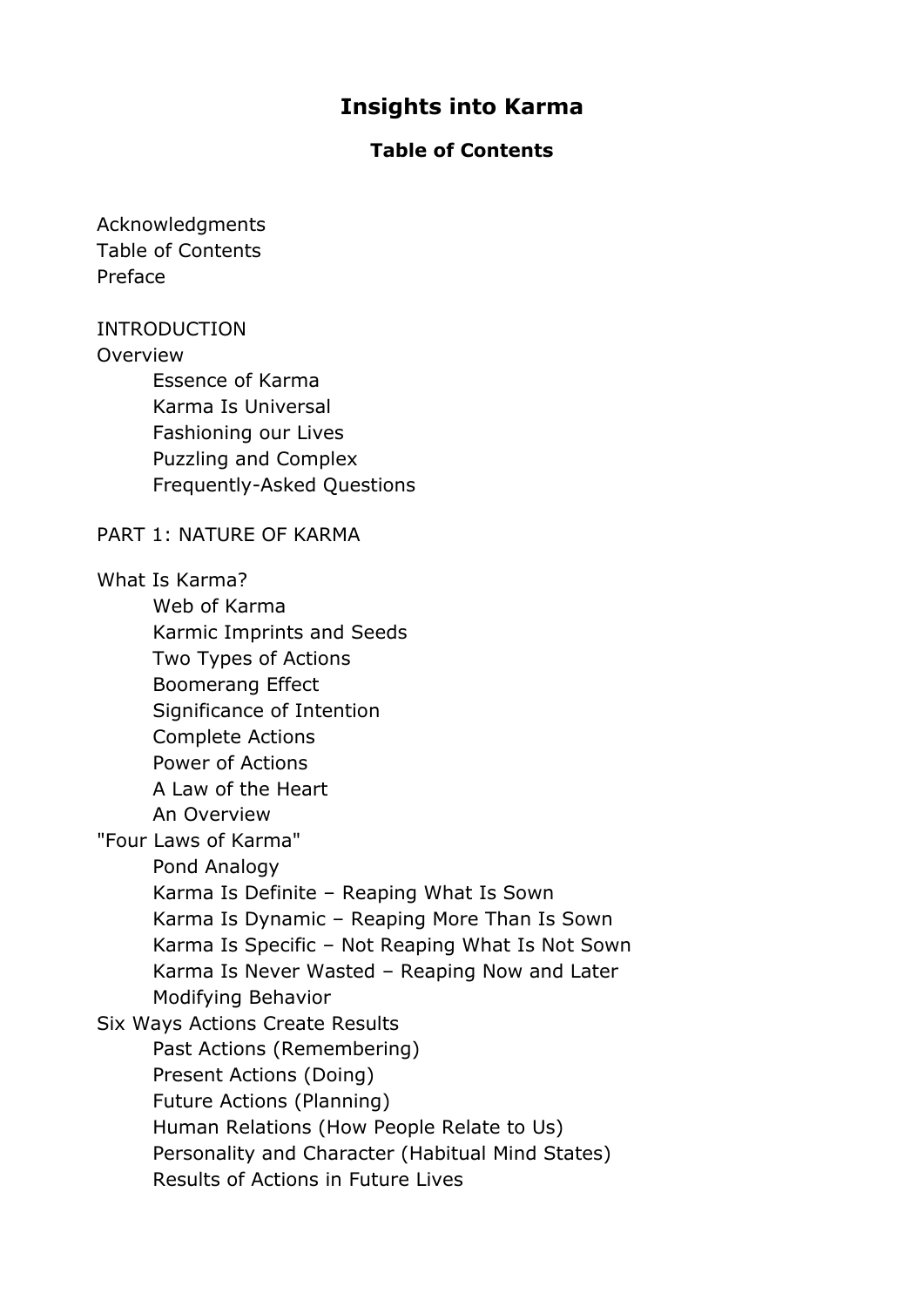# Insights into Karma

## Table of Contents

Acknowledgments
Table of Contents
Preface

INTRODUCTION

Overview

- Essence of Karma
- Karma Is Universal
- Fashioning our Lives
- Puzzling and Complex
- Frequently-Asked Questions

PART 1: NATURE OF KARMA

What Is Karma?

- Web of Karma
- Karmic Imprints and Seeds
- Two Types of Actions
- Boomerang Effect
- Significance of Intention
- Complete Actions
- Power of Actions
- A Law of the Heart
- An Overview

"Four Laws of Karma"

- Pond Analogy
- Karma Is Definite – Reaping What Is Sown
- Karma Is Dynamic – Reaping More Than Is Sown
- Karma Is Specific – Not Reaping What Is Not Sown
- Karma Is Never Wasted – Reaping Now and Later
- Modifying Behavior

Six Ways Actions Create Results

- Past Actions (Remembering)
- Present Actions (Doing)
- Future Actions (Planning)
- Human Relations (How People Relate to Us)
- Personality and Character (Habitual Mind States)
- Results of Actions in Future Lives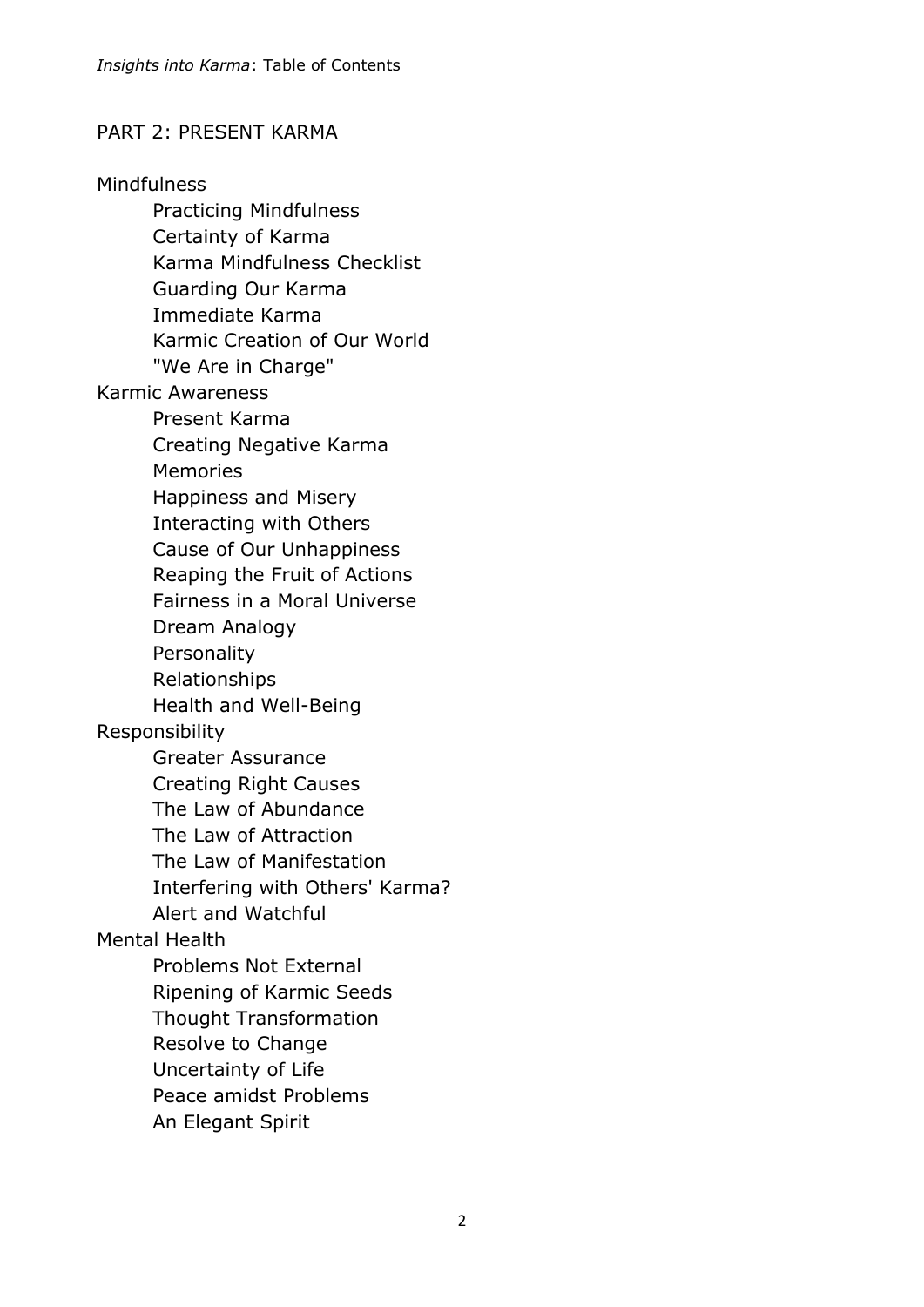## PART 2: PRESENT KARMA

- Mindfulness
  - Practicing Mindfulness
  - Certainty of Karma
  - Karma Mindfulness Checklist
  - Guarding Our Karma
  - Immediate Karma
  - Karmic Creation of Our World
  - "We Are in Charge"
- Karmic Awareness
  - Present Karma
  - Creating Negative Karma
  - Memories
  - Happiness and Misery
  - Interacting with Others
  - Cause of Our Unhappiness
  - Reaping the Fruit of Actions
  - Fairness in a Moral Universe
  - Dream Analogy
  - Personality
  - Relationships
  - Health and Well-Being
- Responsibility
  - Greater Assurance
  - Creating Right Causes
  - The Law of Abundance
  - The Law of Attraction
  - The Law of Manifestation
  - Interfering with Others' Karma?
  - Alert and Watchful
- Mental Health
  - Problems Not External
  - Ripening of Karmic Seeds
  - Thought Transformation
  - Resolve to Change
  - Uncertainty of Life
  - Peace amidst Problems
  - An Elegant Spirit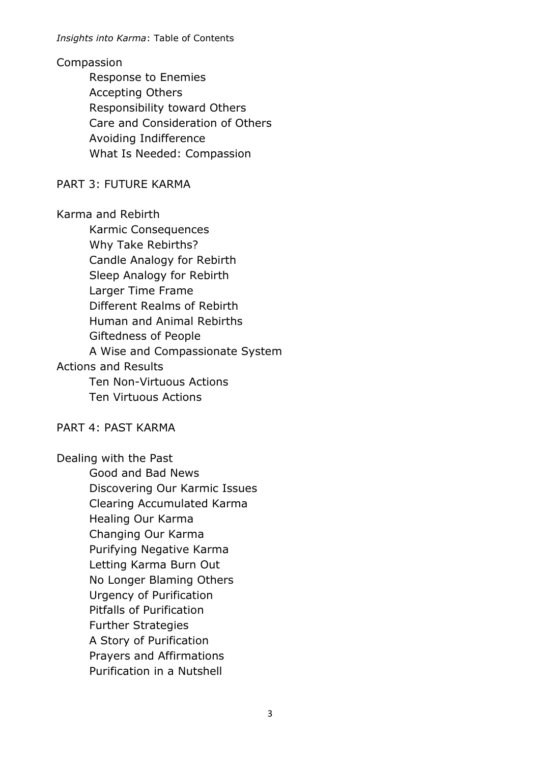Compassion

- Response to Enemies
- Accepting Others
- Responsibility toward Others
- Care and Consideration of Others
- Avoiding Indifference
- What Is Needed: Compassion

PART 3: FUTURE KARMA

Karma and Rebirth

- Karmic Consequences
- Why Take Rebirths?
- Candle Analogy for Rebirth
- Sleep Analogy for Rebirth
- Larger Time Frame
- Different Realms of Rebirth
- Human and Animal Rebirths
- Giftedness of People
- A Wise and Compassionate System

Actions and Results

- Ten Non-Virtuous Actions
- Ten Virtuous Actions

PART 4: PAST KARMA

Dealing with the Past

- Good and Bad News
- Discovering Our Karmic Issues
- Clearing Accumulated Karma
- Healing Our Karma
- Changing Our Karma
- Purifying Negative Karma
- Letting Karma Burn Out
- No Longer Blaming Others
- Urgency of Purification
- Pitfalls of Purification
- Further Strategies
- A Story of Purification
- Prayers and Affirmations
- Purification in a Nutshell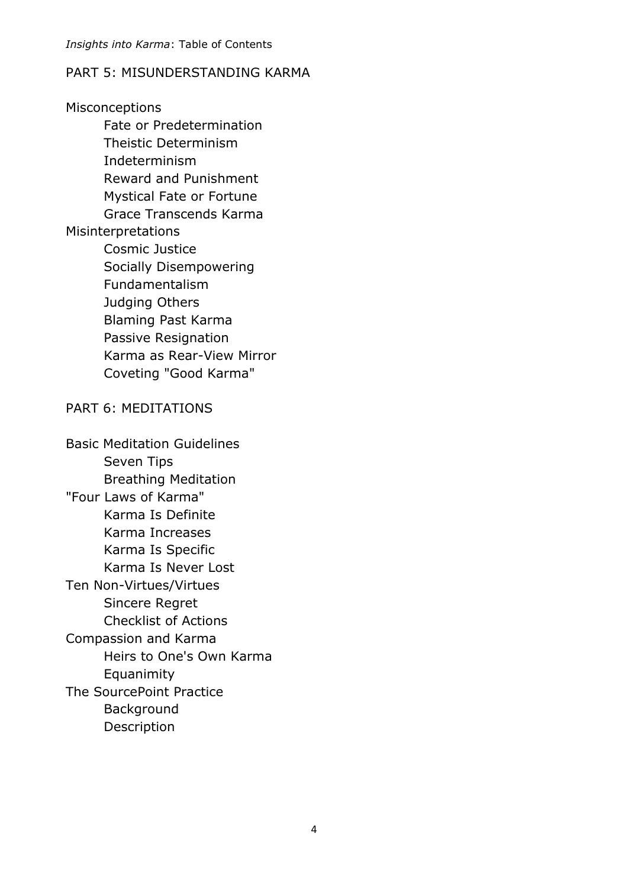## PART 5: MISUNDERSTANDING KARMA

Misconceptions
- Fate or Predetermination
- Theistic Determinism
- Indeterminism
- Reward and Punishment
- Mystical Fate or Fortune
- Grace Transcends Karma

Misinterpretations
- Cosmic Justice
- Socially Disempowering
- Fundamentalism
- Judging Others
- Blaming Past Karma
- Passive Resignation
- Karma as Rear-View Mirror
- Coveting "Good Karma"

## PART 6: MEDITATIONS

Basic Meditation Guidelines
- Seven Tips
- Breathing Meditation

"Four Laws of Karma"
- Karma Is Definite
- Karma Increases
- Karma Is Specific
- Karma Is Never Lost

Ten Non-Virtues/Virtues
- Sincere Regret
- Checklist of Actions

Compassion and Karma
- Heirs to One's Own Karma
- Equanimity

The SourcePoint Practice
- Background
- Description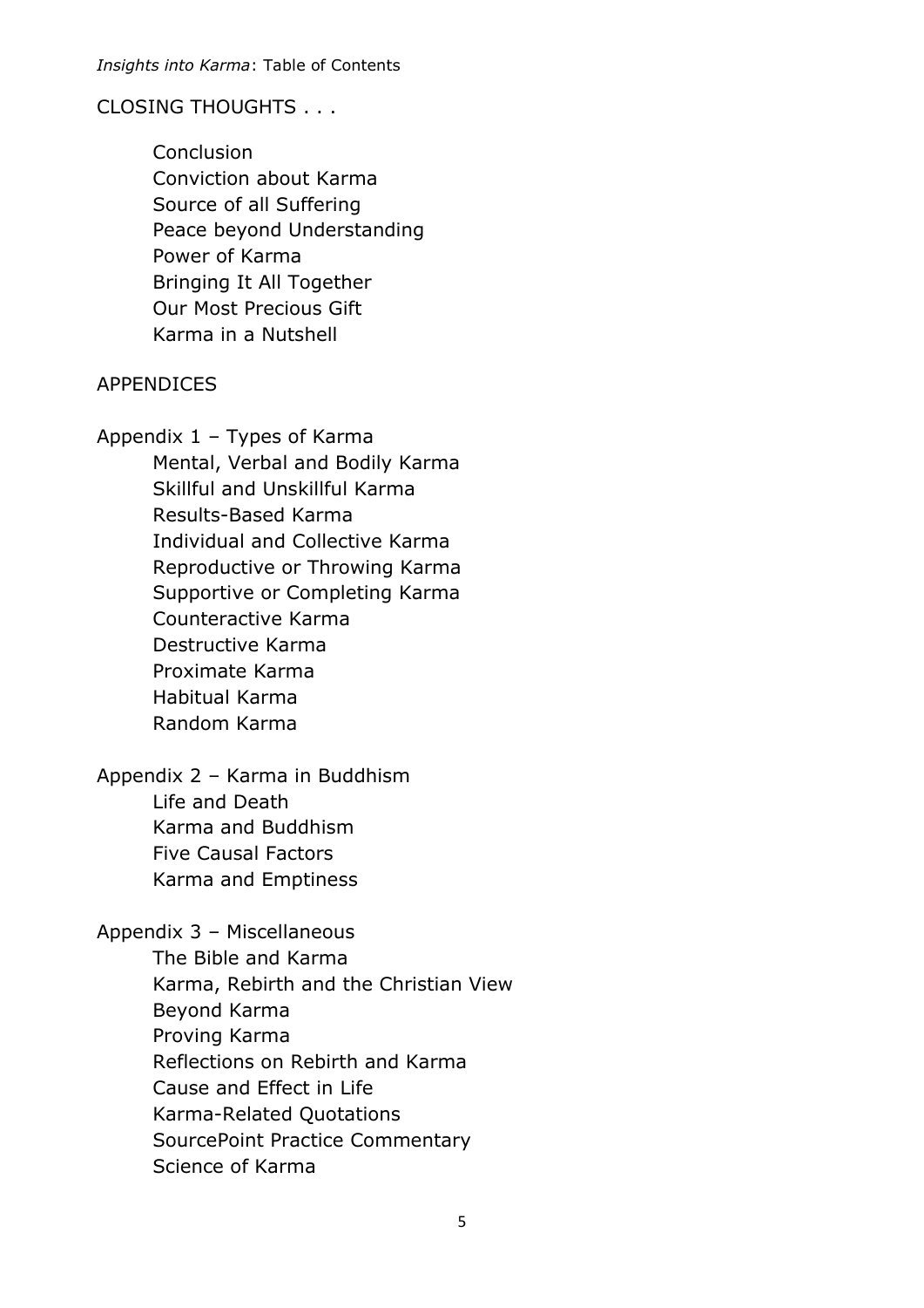## CLOSING THOUGHTS . . .

- Conclusion
- Conviction about Karma
- Source of all Suffering
- Peace beyond Understanding
- Power of Karma
- Bringing It All Together
- Our Most Precious Gift
- Karma in a Nutshell

## APPENDICES

Appendix 1 – Types of Karma

- Mental, Verbal and Bodily Karma
- Skillful and Unskillful Karma
- Results-Based Karma
- Individual and Collective Karma
- Reproductive or Throwing Karma
- Supportive or Completing Karma
- Counteractive Karma
- Destructive Karma
- Proximate Karma
- Habitual Karma
- Random Karma

Appendix 2 – Karma in Buddhism

- Life and Death
- Karma and Buddhism
- Five Causal Factors
- Karma and Emptiness

Appendix 3 – Miscellaneous

- The Bible and Karma
- Karma, Rebirth and the Christian View
- Beyond Karma
- Proving Karma
- Reflections on Rebirth and Karma
- Cause and Effect in Life
- Karma-Related Quotations
- SourcePoint Practice Commentary
- Science of Karma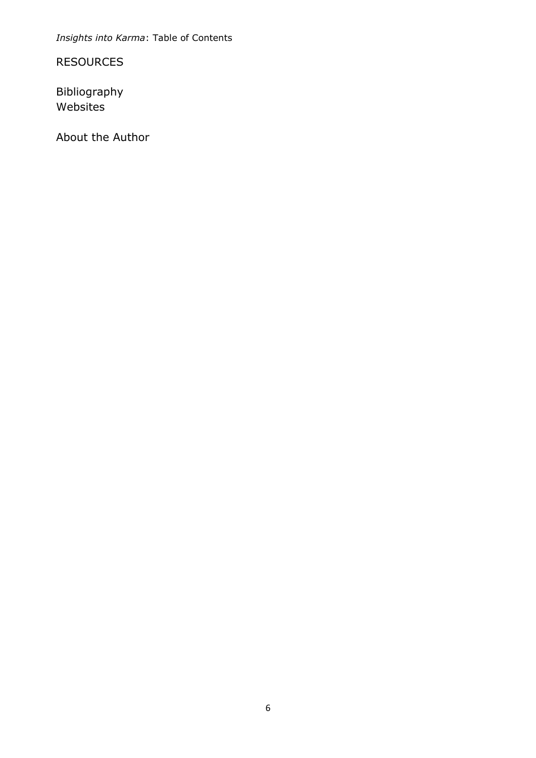RESOURCES

Bibliography
Websites

About the Author